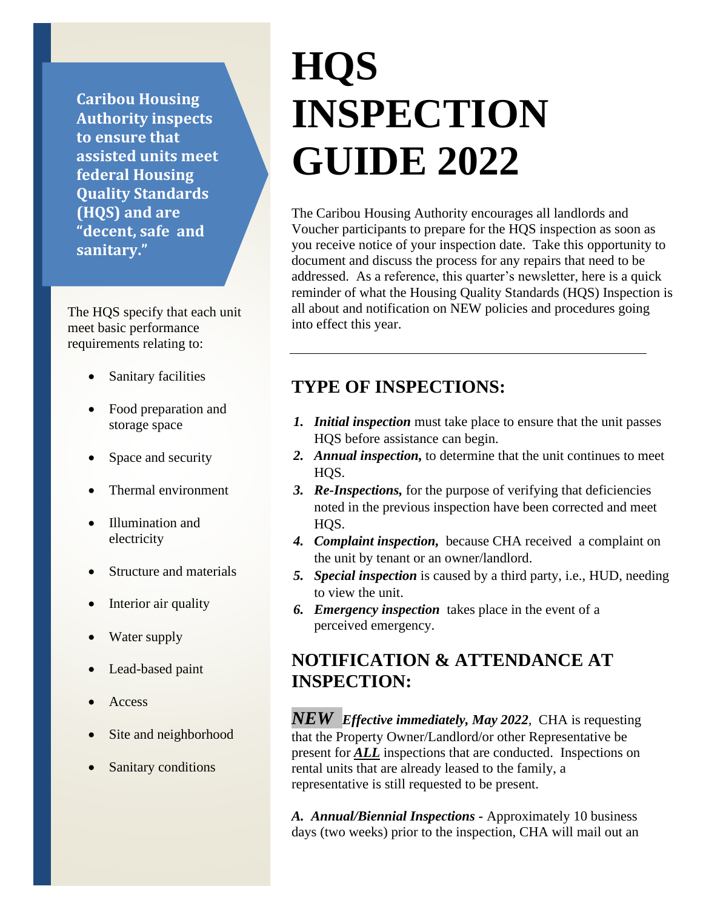**Caribou Housing Authority inspects to ensure that assisted units meet federal Housing Quality Standards (HQS) and are "decent, safe and sanitary."**

The HQS specify that each unit meet basic performance requirements relating to:

- Sanitary facilities
- Food preparation and storage space
- Space and security
- Thermal environment
- Illumination and electricity
- Structure and materials
- Interior air quality
- Water supply
- Lead-based paint
- Access
- Site and neighborhood
- Sanitary conditions

# HQS INSPECTION GUIDE 2022

The Caribou Housing Authority encourages all landlords and Voucher participants to prepare for the HQS inspection as soon as you receive notice of your inspection date. Take this opportunity to document and discuss the process for any repairs that need to be addressed. As a reference, this quarter's newsletter, here is a quick reminder of what the Housing Quality Standards (HQS) Inspection is all about and notification on NEW policies and procedures going into effect this year.

---

## TYPE OF INSPECTIONS:

1. ***Initial inspection*** must take place to ensure that the unit passes HQS before assistance can begin.
2. ***Annual inspection,*** to determine that the unit continues to meet HQS.
3. ***Re-Inspections,*** for the purpose of verifying that deficiencies noted in the previous inspection have been corrected and meet HQS.
4. ***Complaint inspection,*** because CHA received a complaint on the unit by tenant or an owner/landlord.
5. ***Special inspection*** is caused by a third party, i.e., HUD, needing to view the unit.
6. ***Emergency inspection*** takes place in the event of a perceived emergency.

## NOTIFICATION & ATTENDANCE AT INSPECTION:

***NEW*** ***Effective immediately, May 2022***, CHA is requesting that the Property Owner/Landlord/or other Representative be present for ***ALL*** inspections that are conducted. Inspections on rental units that are already leased to the family, a representative is still requested to be present.

***A. Annual/Biennial Inspections -*** Approximately 10 business days (two weeks) prior to the inspection, CHA will mail out an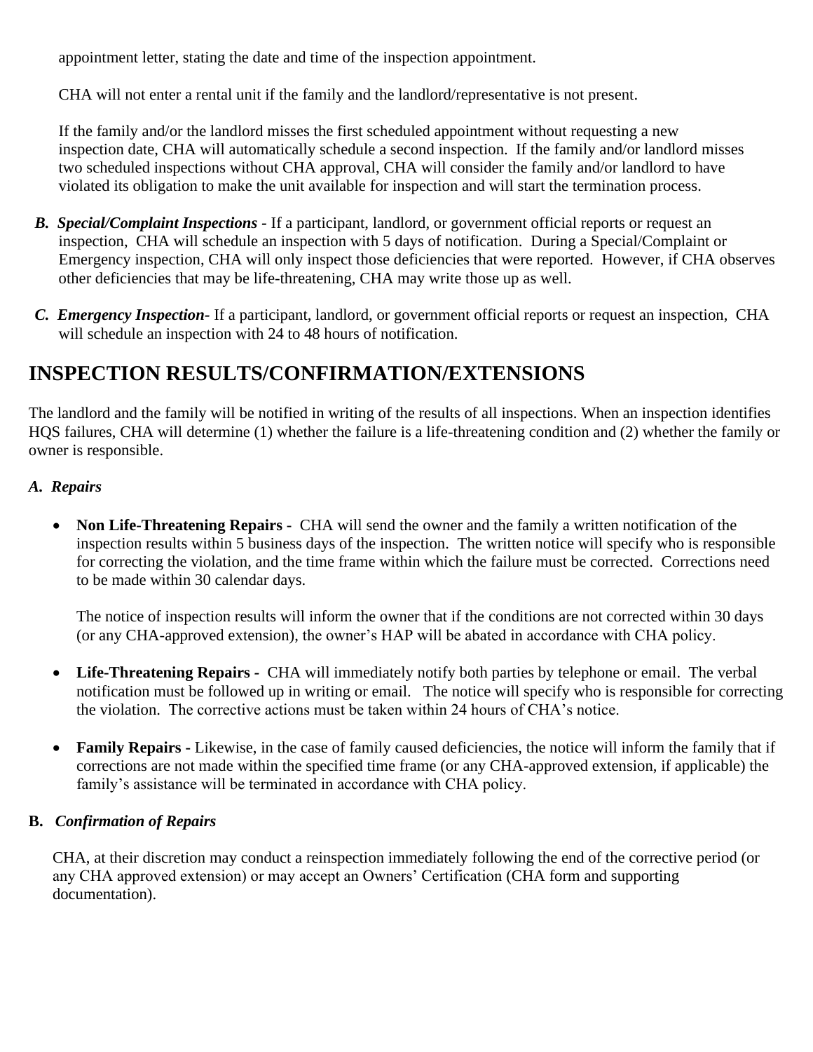appointment letter, stating the date and time of the inspection appointment.

CHA will not enter a rental unit if the family and the landlord/representative is not present.

If the family and/or the landlord misses the first scheduled appointment without requesting a new inspection date, CHA will automatically schedule a second inspection. If the family and/or landlord misses two scheduled inspections without CHA approval, CHA will consider the family and/or landlord to have violated its obligation to make the unit available for inspection and will start the termination process.

**B. *Special/Complaint Inspections*** - If a participant, landlord, or government official reports or request an inspection, CHA will schedule an inspection with 5 days of notification. During a Special/Complaint or Emergency inspection, CHA will only inspect those deficiencies that were reported. However, if CHA observes other deficiencies that may be life-threatening, CHA may write those up as well.

**C. *Emergency Inspection***- If a participant, landlord, or government official reports or request an inspection, CHA will schedule an inspection with 24 to 48 hours of notification.

# INSPECTION RESULTS/CONFIRMATION/EXTENSIONS

The landlord and the family will be notified in writing of the results of all inspections. When an inspection identifies HQS failures, CHA will determine (1) whether the failure is a life-threatening condition and (2) whether the family or owner is responsible.

### *A. Repairs*

- **Non Life-Threatening Repairs -** CHA will send the owner and the family a written notification of the inspection results within 5 business days of the inspection. The written notice will specify who is responsible for correcting the violation, and the time frame within which the failure must be corrected. Corrections need to be made within 30 calendar days.

  The notice of inspection results will inform the owner that if the conditions are not corrected within 30 days (or any CHA-approved extension), the owner's HAP will be abated in accordance with CHA policy.

- **Life-Threatening Repairs** - CHA will immediately notify both parties by telephone or email. The verbal notification must be followed up in writing or email. The notice will specify who is responsible for correcting the violation. The corrective actions must be taken within 24 hours of CHA's notice.

- **Family Repairs -** Likewise, in the case of family caused deficiencies, the notice will inform the family that if corrections are not made within the specified time frame (or any CHA-approved extension, if applicable) the family's assistance will be terminated in accordance with CHA policy.

### B. *Confirmation of Repairs*

CHA, at their discretion may conduct a reinspection immediately following the end of the corrective period (or any CHA approved extension) or may accept an Owners' Certification (CHA form and supporting documentation).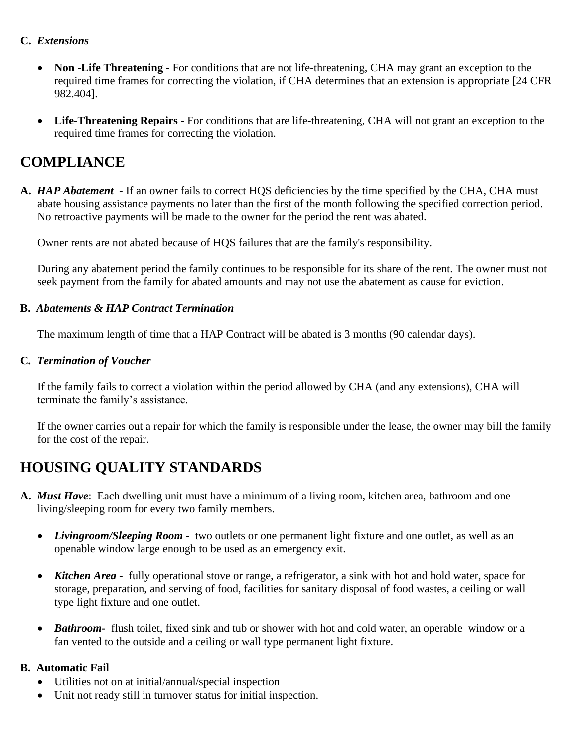**C.** ***Extensions***

- **Non -Life Threatening -** For conditions that are not life-threatening, CHA may grant an exception to the required time frames for correcting the violation, if CHA determines that an extension is appropriate [24 CFR 982.404].

- **Life-Threatening Repairs -** For conditions that are life-threatening, CHA will not grant an exception to the required time frames for correcting the violation.

# COMPLIANCE

**A.** ***HAP Abatement*** **-** If an owner fails to correct HQS deficiencies by the time specified by the CHA, CHA must abate housing assistance payments no later than the first of the month following the specified correction period. No retroactive payments will be made to the owner for the period the rent was abated.

Owner rents are not abated because of HQS failures that are the family's responsibility.

During any abatement period the family continues to be responsible for its share of the rent. The owner must not seek payment from the family for abated amounts and may not use the abatement as cause for eviction.

**B.** ***Abatements & HAP Contract Termination***

The maximum length of time that a HAP Contract will be abated is 3 months (90 calendar days).

**C.** ***Termination of Voucher***

If the family fails to correct a violation within the period allowed by CHA (and any extensions), CHA will terminate the family's assistance.

If the owner carries out a repair for which the family is responsible under the lease, the owner may bill the family for the cost of the repair.

# HOUSING QUALITY STANDARDS

**A.** ***Must Have***: Each dwelling unit must have a minimum of a living room, kitchen area, bathroom and one living/sleeping room for every two family members.

- ***Livingroom/Sleeping Room -*** two outlets or one permanent light fixture and one outlet, as well as an openable window large enough to be used as an emergency exit.

- ***Kitchen Area -*** fully operational stove or range, a refrigerator, a sink with hot and hold water, space for storage, preparation, and serving of food, facilities for sanitary disposal of food wastes, a ceiling or wall type light fixture and one outlet.

- ***Bathroom-*** flush toilet, fixed sink and tub or shower with hot and cold water, an operable window or a fan vented to the outside and a ceiling or wall type permanent light fixture.

**B. Automatic Fail**

- Utilities not on at initial/annual/special inspection
- Unit not ready still in turnover status for initial inspection.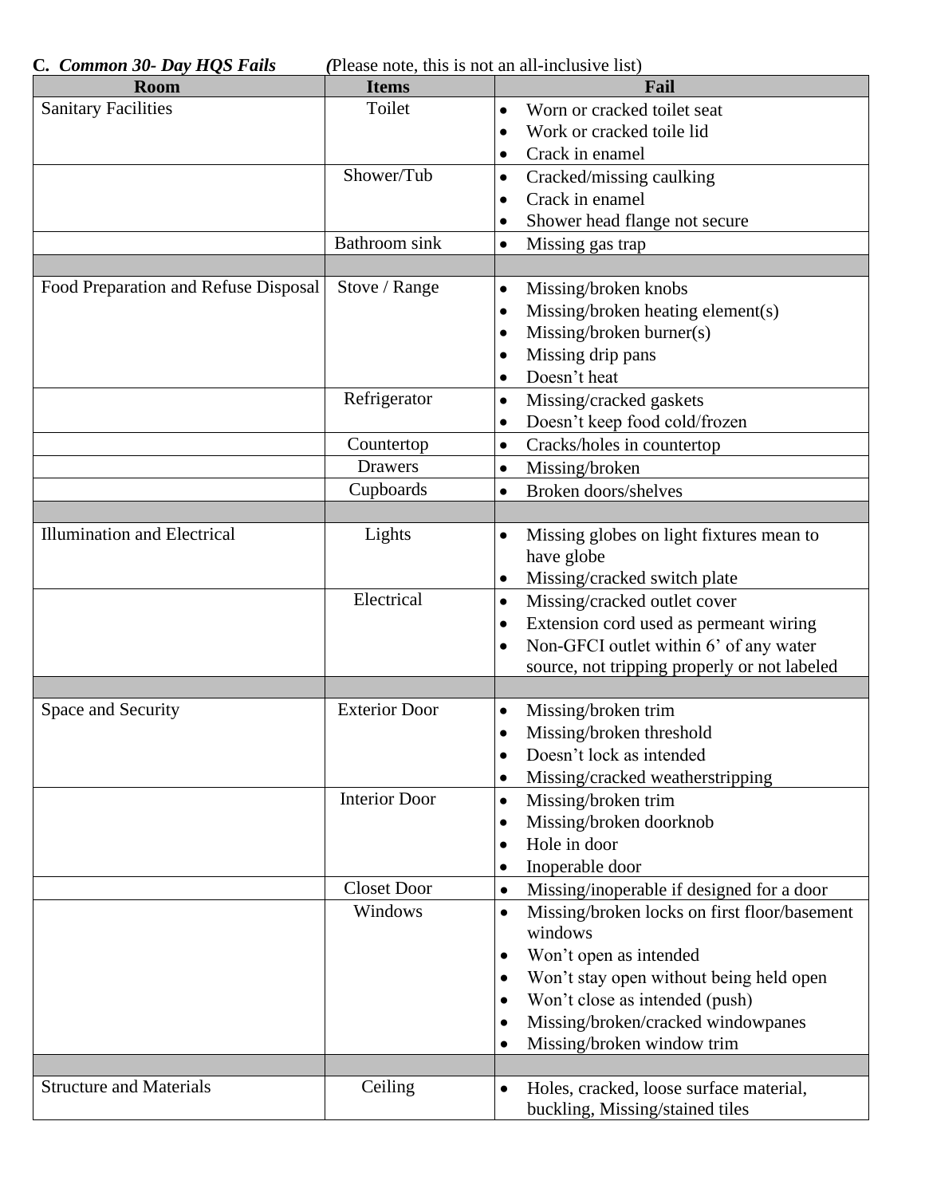**C. *Common 30- Day HQS Fails*** (Please note, this is not an all-inclusive list)

| Room | Items | Fail |
|---|---|---|
| Sanitary Facilities | Toilet | • Worn or cracked toilet seat<br>• Work or cracked toile lid<br>• Crack in enamel |
| | Shower/Tub | • Cracked/missing caulking<br>• Crack in enamel<br>• Shower head flange not secure |
| | Bathroom sink | • Missing gas trap |
| | | |
| Food Preparation and Refuse Disposal | Stove / Range | • Missing/broken knobs<br>• Missing/broken heating element(s)<br>• Missing/broken burner(s)<br>• Missing drip pans<br>• Doesn't heat |
| | Refrigerator | • Missing/cracked gaskets<br>• Doesn't keep food cold/frozen |
| | Countertop | • Cracks/holes in countertop |
| | Drawers | • Missing/broken |
| | Cupboards | • Broken doors/shelves |
| | | |
| Illumination and Electrical | Lights | • Missing globes on light fixtures mean to have globe<br>• Missing/cracked switch plate |
| | Electrical | • Missing/cracked outlet cover<br>• Extension cord used as permeant wiring<br>• Non-GFCI outlet within 6' of any water source, not tripping properly or not labeled |
| | | |
| Space and Security | Exterior Door | • Missing/broken trim<br>• Missing/broken threshold<br>• Doesn't lock as intended<br>• Missing/cracked weatherstripping |
| | Interior Door | • Missing/broken trim<br>• Missing/broken doorknob<br>• Hole in door<br>• Inoperable door |
| | Closet Door | • Missing/inoperable if designed for a door |
| | Windows | • Missing/broken locks on first floor/basement windows<br>• Won't open as intended<br>• Won't stay open without being held open<br>• Won't close as intended (push)<br>• Missing/broken/cracked windowpanes<br>• Missing/broken window trim |
| | | |
| Structure and Materials | Ceiling | • Holes, cracked, loose surface material, buckling, Missing/stained tiles |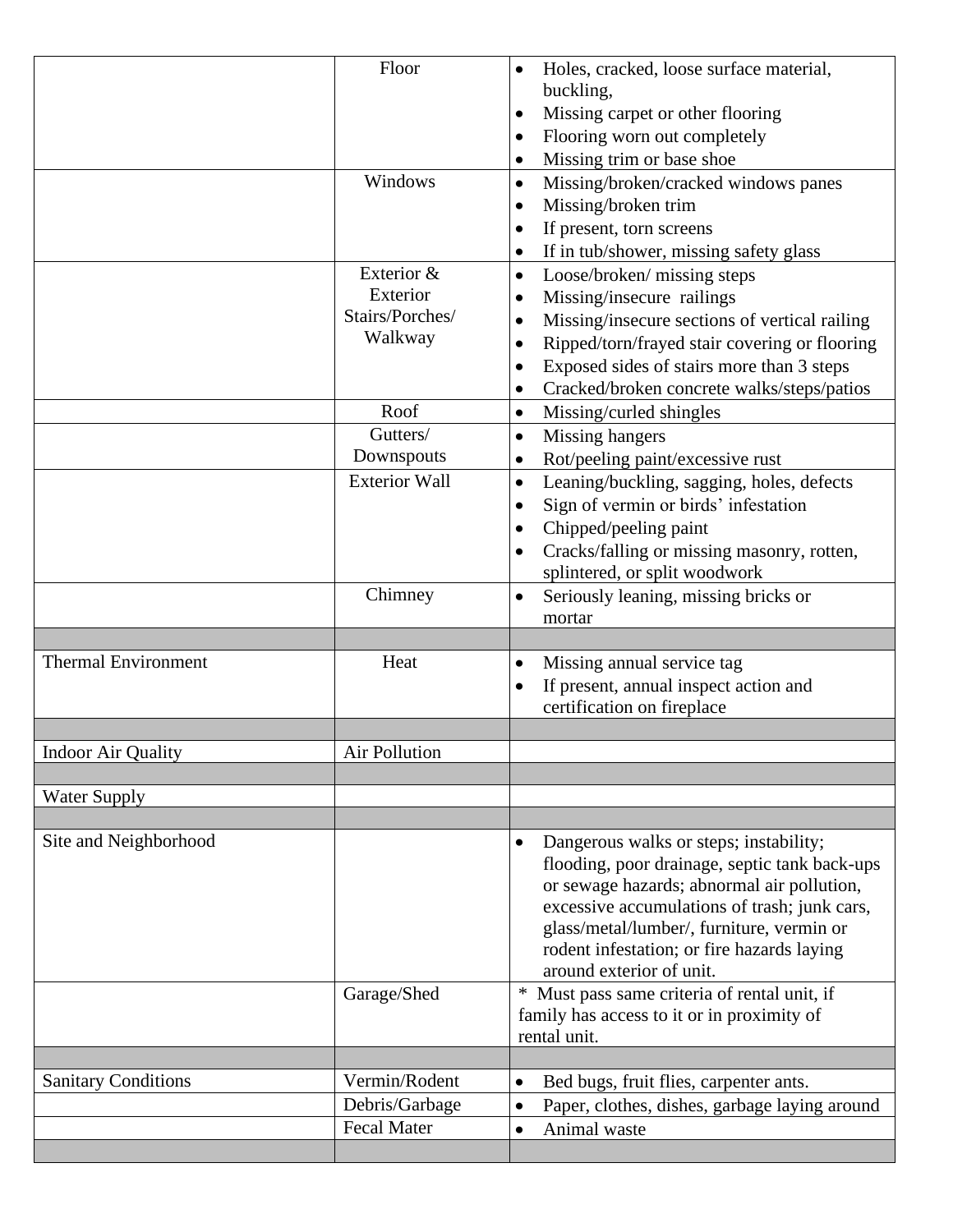| | | |
|---|---|---|
| | Floor | • Holes, cracked, loose surface material, buckling,<br>• Missing carpet or other flooring<br>• Flooring worn out completely<br>• Missing trim or base shoe |
| | Windows | • Missing/broken/cracked windows panes<br>• Missing/broken trim<br>• If present, torn screens<br>• If in tub/shower, missing safety glass |
| | Exterior & Exterior Stairs/Porches/ Walkway | • Loose/broken/ missing steps<br>• Missing/insecure railings<br>• Missing/insecure sections of vertical railing<br>• Ripped/torn/frayed stair covering or flooring<br>• Exposed sides of stairs more than 3 steps<br>• Cracked/broken concrete walks/steps/patios |
| | Roof | • Missing/curled shingles |
| | Gutters/ Downspouts | • Missing hangers<br>• Rot/peeling paint/excessive rust |
| | Exterior Wall | • Leaning/buckling, sagging, holes, defects<br>• Sign of vermin or birds' infestation<br>• Chipped/peeling paint<br>• Cracks/falling or missing masonry, rotten, splintered, or split woodwork |
| | Chimney | • Seriously leaning, missing bricks or mortar |
| | | |
| Thermal Environment | Heat | • Missing annual service tag<br>• If present, annual inspect action and certification on fireplace |
| | | |
| Indoor Air Quality | Air Pollution | |
| | | |
| Water Supply | | |
| | | |
| Site and Neighborhood | | • Dangerous walks or steps; instability; flooding, poor drainage, septic tank back-ups or sewage hazards; abnormal air pollution, excessive accumulations of trash; junk cars, glass/metal/lumber/, furniture, vermin or rodent infestation; or fire hazards laying around exterior of unit. |
| | Garage/Shed | * Must pass same criteria of rental unit, if family has access to it or in proximity of rental unit. |
| | | |
| Sanitary Conditions | Vermin/Rodent | • Bed bugs, fruit flies, carpenter ants. |
| | Debris/Garbage | • Paper, clothes, dishes, garbage laying around |
| | Fecal Mater | • Animal waste |
| | | |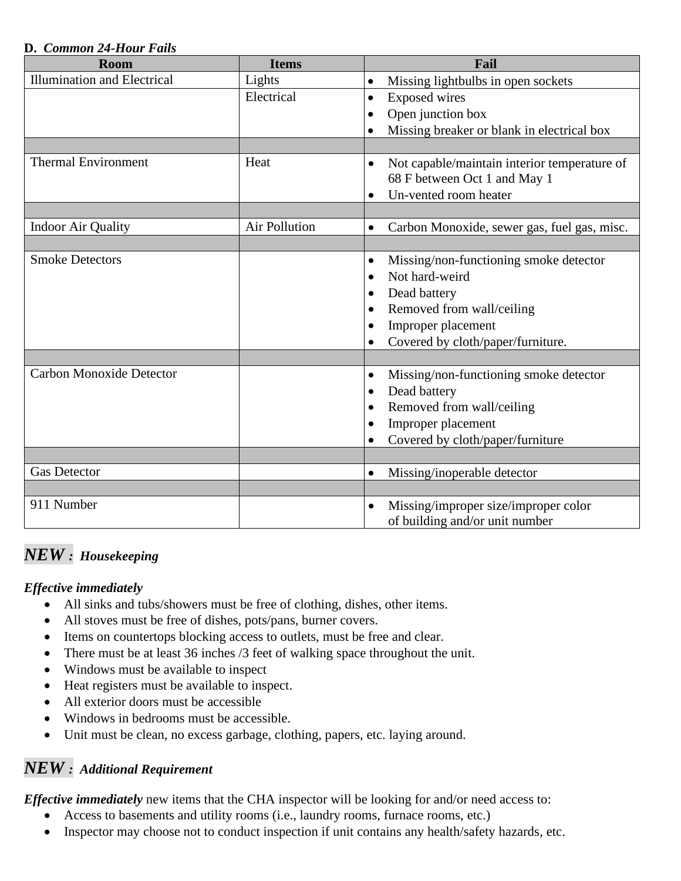**D.** ***Common 24-Hour Fails***

| Room | Items | Fail |
|---|---|---|
| Illumination and Electrical | Lights | • Missing lightbulbs in open sockets |
| | Electrical | • Exposed wires<br>• Open junction box<br>• Missing breaker or blank in electrical box |
| | | |
| Thermal Environment | Heat | • Not capable/maintain interior temperature of 68 F between Oct 1 and May 1<br>• Un-vented room heater |
| | | |
| Indoor Air Quality | Air Pollution | • Carbon Monoxide, sewer gas, fuel gas, misc. |
| | | |
| Smoke Detectors | | • Missing/non-functioning smoke detector<br>• Not hard-weird<br>• Dead battery<br>• Removed from wall/ceiling<br>• Improper placement<br>• Covered by cloth/paper/furniture. |
| | | |
| Carbon Monoxide Detector | | • Missing/non-functioning smoke detector<br>• Dead battery<br>• Removed from wall/ceiling<br>• Improper placement<br>• Covered by cloth/paper/furniture |
| | | |
| Gas Detector | | • Missing/inoperable detector |
| | | |
| 911 Number | | • Missing/improper size/improper color of building and/or unit number |

***NEW :*** ***Housekeeping***

***Effective immediately***

- All sinks and tubs/showers must be free of clothing, dishes, other items.
- All stoves must be free of dishes, pots/pans, burner covers.
- Items on countertops blocking access to outlets, must be free and clear.
- There must be at least 36 inches /3 feet of walking space throughout the unit.
- Windows must be available to inspect
- Heat registers must be available to inspect.
- All exterior doors must be accessible
- Windows in bedrooms must be accessible.
- Unit must be clean, no excess garbage, clothing, papers, etc. laying around.

***NEW :*** ***Additional Requirement***

***Effective immediately*** new items that the CHA inspector will be looking for and/or need access to:

- Access to basements and utility rooms (i.e., laundry rooms, furnace rooms, etc.)
- Inspector may choose not to conduct inspection if unit contains any health/safety hazards, etc.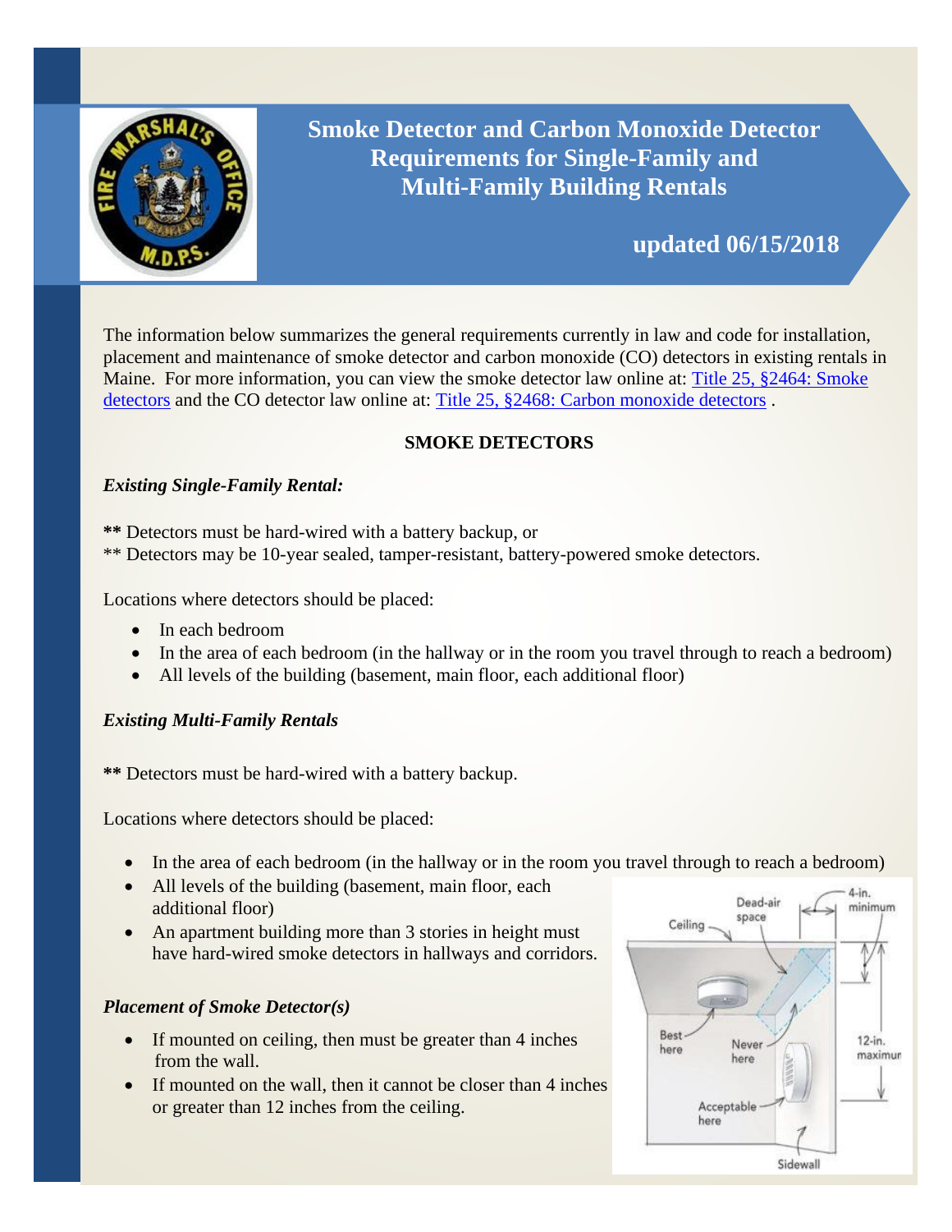# Smoke Detector and Carbon Monoxide Detector Requirements for Single-Family and Multi-Family Building Rentals

**updated 06/15/2018**

The information below summarizes the general requirements currently in law and code for installation, placement and maintenance of smoke detector and carbon monoxide (CO) detectors in existing rentals in Maine. For more information, you can view the smoke detector law online at: [Title 25, §2464: Smoke detectors]() and the CO detector law online at: [Title 25, §2468: Carbon monoxide detectors]() .

## SMOKE DETECTORS

### *Existing Single-Family Rental:*

**\*\*** Detectors must be hard-wired with a battery backup, or
** Detectors may be 10-year sealed, tamper-resistant, battery-powered smoke detectors.

Locations where detectors should be placed:

- In each bedroom
- In the area of each bedroom (in the hallway or in the room you travel through to reach a bedroom)
- All levels of the building (basement, main floor, each additional floor)

### *Existing Multi-Family Rentals*

**\*\*** Detectors must be hard-wired with a battery backup.

Locations where detectors should be placed:

- In the area of each bedroom (in the hallway or in the room you travel through to reach a bedroom)
- All levels of the building (basement, main floor, each additional floor)
- An apartment building more than 3 stories in height must have hard-wired smoke detectors in hallways and corridors.

### *Placement of Smoke Detector(s)*

- If mounted on ceiling, then must be greater than 4 inches from the wall.
- If mounted on the wall, then it cannot be closer than 4 inches or greater than 12 inches from the ceiling.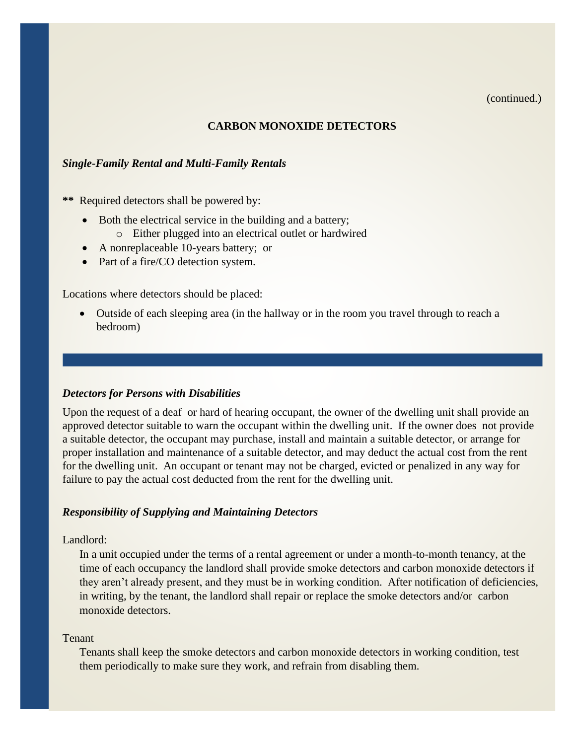(continued.)

## CARBON MONOXIDE DETECTORS

### *Single-Family Rental and Multi-Family Rentals*

**\*\*** Required detectors shall be powered by:

- Both the electrical service in the building and a battery;
  - Either plugged into an electrical outlet or hardwired
- A nonreplaceable 10-years battery; or
- Part of a fire/CO detection system.

Locations where detectors should be placed:

- Outside of each sleeping area (in the hallway or in the room you travel through to reach a bedroom)

### *Detectors for Persons with Disabilities*

Upon the request of a deaf or hard of hearing occupant, the owner of the dwelling unit shall provide an approved detector suitable to warn the occupant within the dwelling unit. If the owner does not provide a suitable detector, the occupant may purchase, install and maintain a suitable detector, or arrange for proper installation and maintenance of a suitable detector, and may deduct the actual cost from the rent for the dwelling unit. An occupant or tenant may not be charged, evicted or penalized in any way for failure to pay the actual cost deducted from the rent for the dwelling unit.

### *Responsibility of Supplying and Maintaining Detectors*

Landlord:

In a unit occupied under the terms of a rental agreement or under a month-to-month tenancy, at the time of each occupancy the landlord shall provide smoke detectors and carbon monoxide detectors if they aren't already present, and they must be in working condition. After notification of deficiencies, in writing, by the tenant, the landlord shall repair or replace the smoke detectors and/or carbon monoxide detectors.

Tenant

Tenants shall keep the smoke detectors and carbon monoxide detectors in working condition, test them periodically to make sure they work, and refrain from disabling them.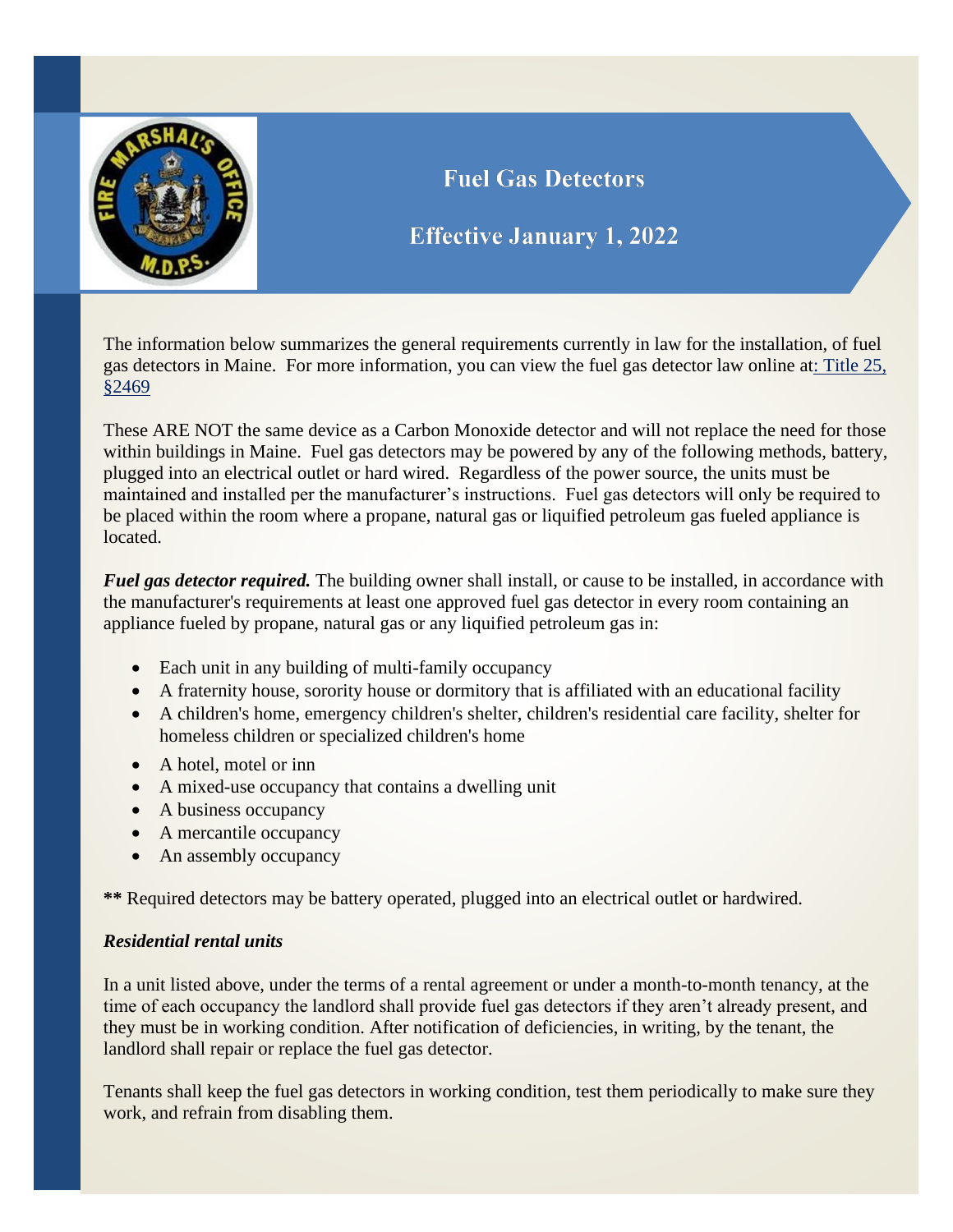# Fuel Gas Detectors

## Effective January 1, 2022

The information below summarizes the general requirements currently in law for the installation, of fuel gas detectors in Maine. For more information, you can view the fuel gas detector law online at: Title 25, §2469

These ARE NOT the same device as a Carbon Monoxide detector and will not replace the need for those within buildings in Maine. Fuel gas detectors may be powered by any of the following methods, battery, plugged into an electrical outlet or hard wired. Regardless of the power source, the units must be maintained and installed per the manufacturer's instructions. Fuel gas detectors will only be required to be placed within the room where a propane, natural gas or liquified petroleum gas fueled appliance is located.

***Fuel gas detector required.*** The building owner shall install, or cause to be installed, in accordance with the manufacturer's requirements at least one approved fuel gas detector in every room containing an appliance fueled by propane, natural gas or any liquified petroleum gas in:

- Each unit in any building of multi-family occupancy
- A fraternity house, sorority house or dormitory that is affiliated with an educational facility
- A children's home, emergency children's shelter, children's residential care facility, shelter for homeless children or specialized children's home
- A hotel, motel or inn
- A mixed-use occupancy that contains a dwelling unit
- A business occupancy
- A mercantile occupancy
- An assembly occupancy

**\*\*** Required detectors may be battery operated, plugged into an electrical outlet or hardwired.

***Residential rental units***

In a unit listed above, under the terms of a rental agreement or under a month-to-month tenancy, at the time of each occupancy the landlord shall provide fuel gas detectors if they aren't already present, and they must be in working condition. After notification of deficiencies, in writing, by the tenant, the landlord shall repair or replace the fuel gas detector.

Tenants shall keep the fuel gas detectors in working condition, test them periodically to make sure they work, and refrain from disabling them.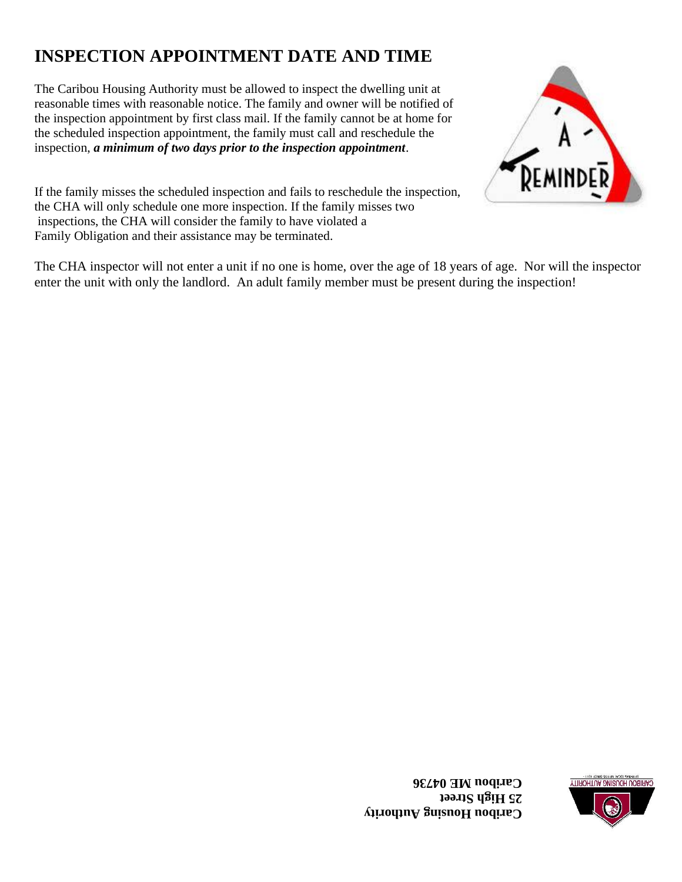# INSPECTION APPOINTMENT DATE AND TIME

The Caribou Housing Authority must be allowed to inspect the dwelling unit at reasonable times with reasonable notice. The family and owner will be notified of the inspection appointment by first class mail. If the family cannot be at home for the scheduled inspection appointment, the family must call and reschedule the inspection, ***a minimum of two days prior to the inspection appointment***.

If the family misses the scheduled inspection and fails to reschedule the inspection, the CHA will only schedule one more inspection. If the family misses two inspections, the CHA will consider the family to have violated a Family Obligation and their assistance may be terminated.

The CHA inspector will not enter a unit if no one is home, over the age of 18 years of age. Nor will the inspector enter the unit with only the landlord. An adult family member must be present during the inspection!

**Caribou Housing Authority**
**25 High Street**
**Caribou ME 04736**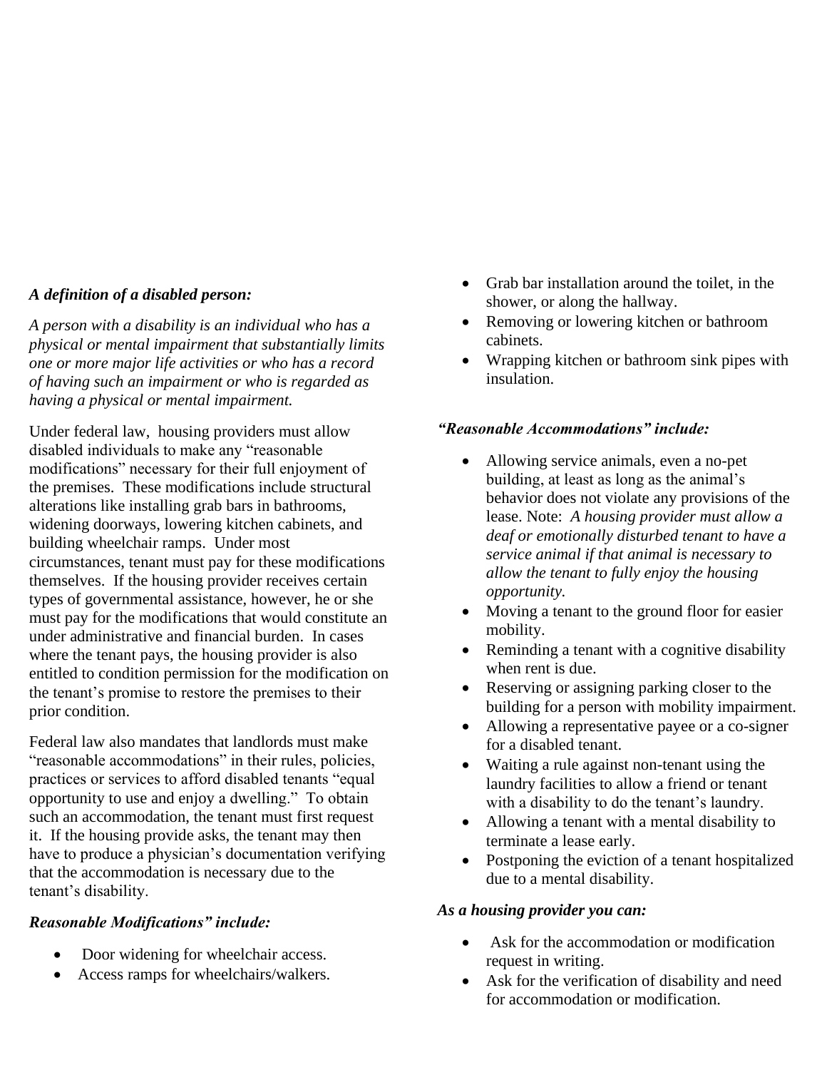***A definition of a disabled person:***

*A person with a disability is an individual who has a physical or mental impairment that substantially limits one or more major life activities or who has a record of having such an impairment or who is regarded as having a physical or mental impairment.*

Under federal law, housing providers must allow disabled individuals to make any "reasonable modifications" necessary for their full enjoyment of the premises. These modifications include structural alterations like installing grab bars in bathrooms, widening doorways, lowering kitchen cabinets, and building wheelchair ramps. Under most circumstances, tenant must pay for these modifications themselves. If the housing provider receives certain types of governmental assistance, however, he or she must pay for the modifications that would constitute an under administrative and financial burden. In cases where the tenant pays, the housing provider is also entitled to condition permission for the modification on the tenant's promise to restore the premises to their prior condition.

Federal law also mandates that landlords must make "reasonable accommodations" in their rules, policies, practices or services to afford disabled tenants "equal opportunity to use and enjoy a dwelling." To obtain such an accommodation, the tenant must first request it. If the housing provide asks, the tenant may then have to produce a physician's documentation verifying that the accommodation is necessary due to the tenant's disability.

***Reasonable Modifications" include:***

- Door widening for wheelchair access.
- Access ramps for wheelchairs/walkers.
- Grab bar installation around the toilet, in the shower, or along the hallway.
- Removing or lowering kitchen or bathroom cabinets.
- Wrapping kitchen or bathroom sink pipes with insulation.

***"Reasonable Accommodations" include:***

- Allowing service animals, even a no-pet building, at least as long as the animal's behavior does not violate any provisions of the lease. Note: *A housing provider must allow a deaf or emotionally disturbed tenant to have a service animal if that animal is necessary to allow the tenant to fully enjoy the housing opportunity.*
- Moving a tenant to the ground floor for easier mobility.
- Reminding a tenant with a cognitive disability when rent is due.
- Reserving or assigning parking closer to the building for a person with mobility impairment.
- Allowing a representative payee or a co-signer for a disabled tenant.
- Waiting a rule against non-tenant using the laundry facilities to allow a friend or tenant with a disability to do the tenant's laundry.
- Allowing a tenant with a mental disability to terminate a lease early.
- Postponing the eviction of a tenant hospitalized due to a mental disability.

***As a housing provider you can:***

- Ask for the accommodation or modification request in writing.
- Ask for the verification of disability and need for accommodation or modification.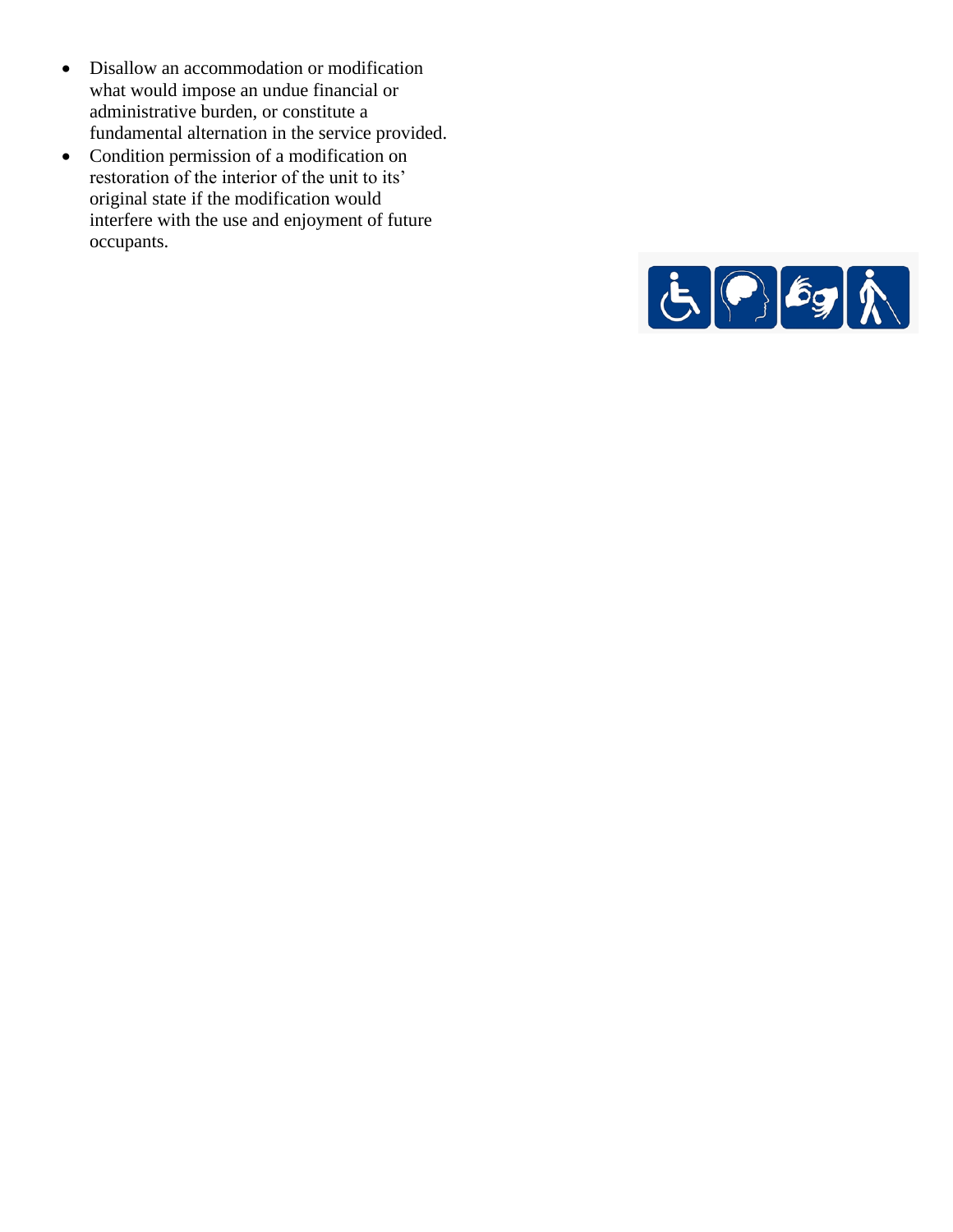- Disallow an accommodation or modification what would impose an undue financial or administrative burden, or constitute a fundamental alternation in the service provided.
- Condition permission of a modification on restoration of the interior of the unit to its' original state if the modification would interfere with the use and enjoyment of future occupants.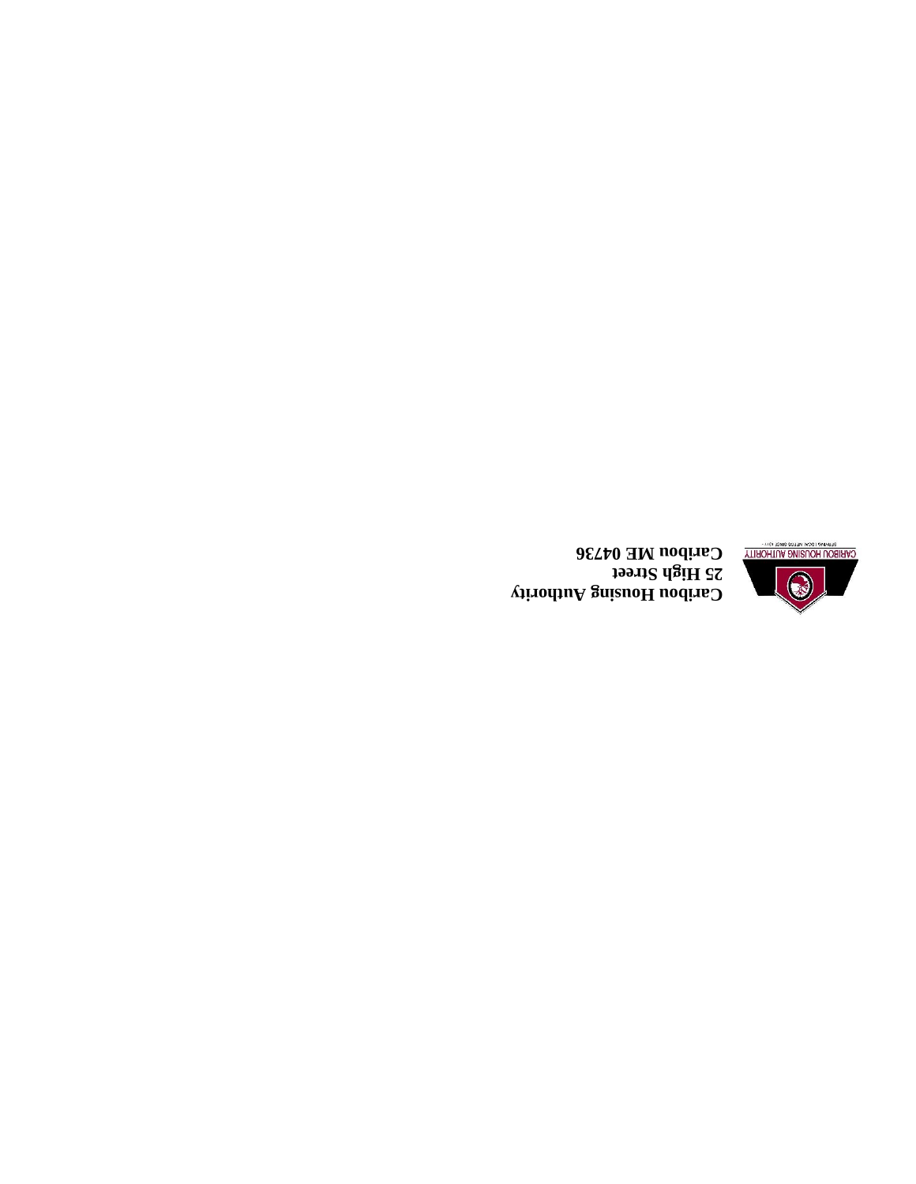Caribou Housing Authority
25 High Street
Caribou ME 04736